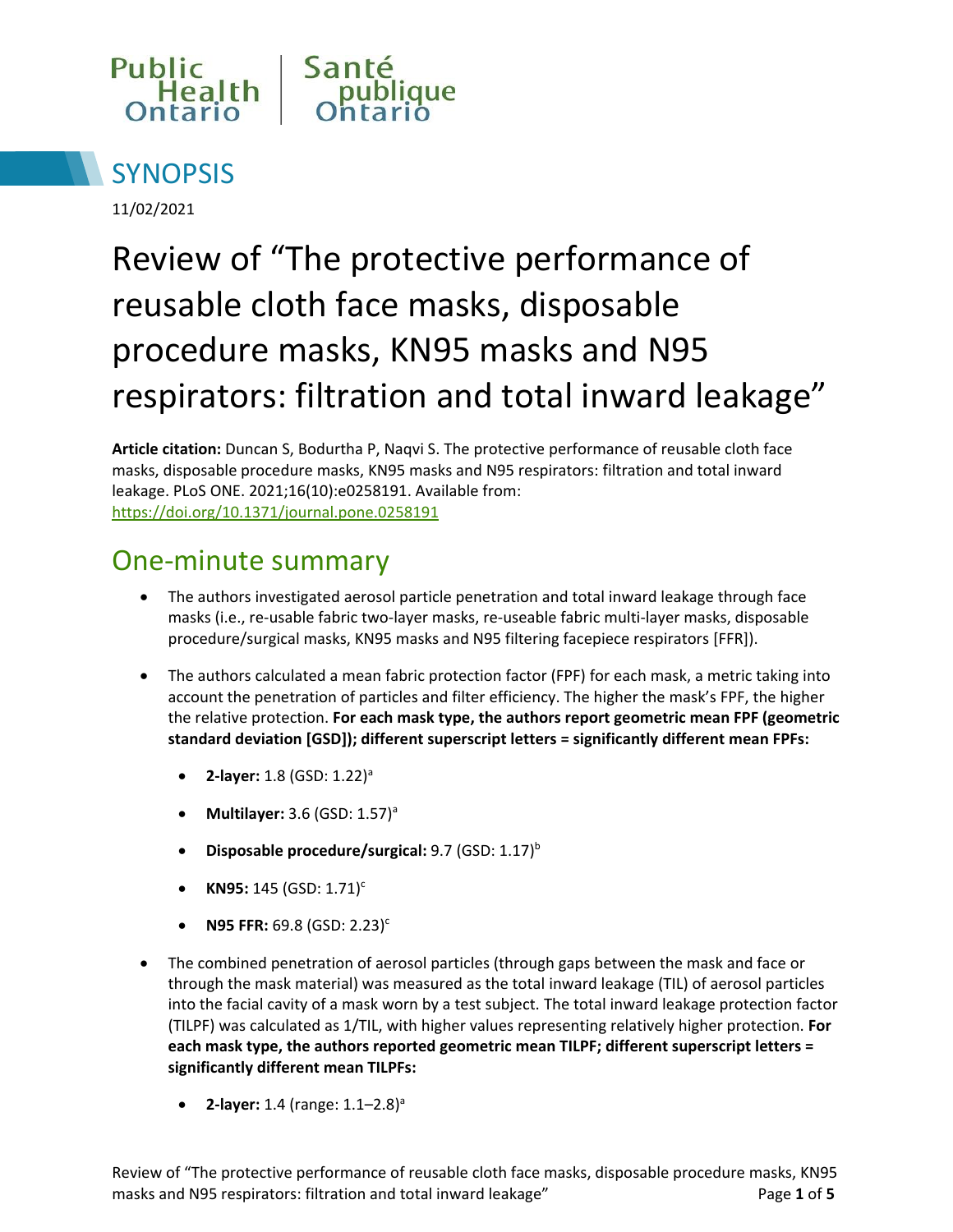Public Health Ontario | Santé publique Ontario

# SYNOPSIS

11/02/2021

# Review of "The protective performance of reusable cloth face masks, disposable procedure masks, KN95 masks and N95 respirators: filtration and total inward leakage"

**Article citation:** Duncan S, Bodurtha P, Naqvi S. The protective performance of reusable cloth face masks, disposable procedure masks, KN95 masks and N95 respirators: filtration and total inward leakage. PLoS ONE. 2021;16(10):e0258191. Available from: https://doi.org/10.1371/journal.pone.0258191

## One-minute summary

- The authors investigated aerosol particle penetration and total inward leakage through face masks (i.e., re-usable fabric two-layer masks, re-useable fabric multi-layer masks, disposable procedure/surgical masks, KN95 masks and N95 filtering facepiece respirators [FFR]).
- The authors calculated a mean fabric protection factor (FPF) for each mask, a metric taking into account the penetration of particles and filter efficiency. The higher the mask's FPF, the higher the relative protection. **For each mask type, the authors report geometric mean FPF (geometric standard deviation [GSD]); different superscript letters = significantly different mean FPFs:**
    - **2-layer:** 1.8 (GSD: 1.22)[a]
    - **Multilayer:** 3.6 (GSD: 1.57)[a]
    - **Disposable procedure/surgical:** 9.7 (GSD: 1.17)[b]
    - **KN95:** 145 (GSD: 1.71)[c]
    - **N95 FFR:** 69.8 (GSD: 2.23)[c]
- The combined penetration of aerosol particles (through gaps between the mask and face or through the mask material) was measured as the total inward leakage (TIL) of aerosol particles into the facial cavity of a mask worn by a test subject. The total inward leakage protection factor (TILPF) was calculated as 1/TIL, with higher values representing relatively higher protection. **For each mask type, the authors reported geometric mean TILPF; different superscript letters = significantly different mean TILPFs:**
    - **2-layer:** 1.4 (range: 1.1–2.8)[a]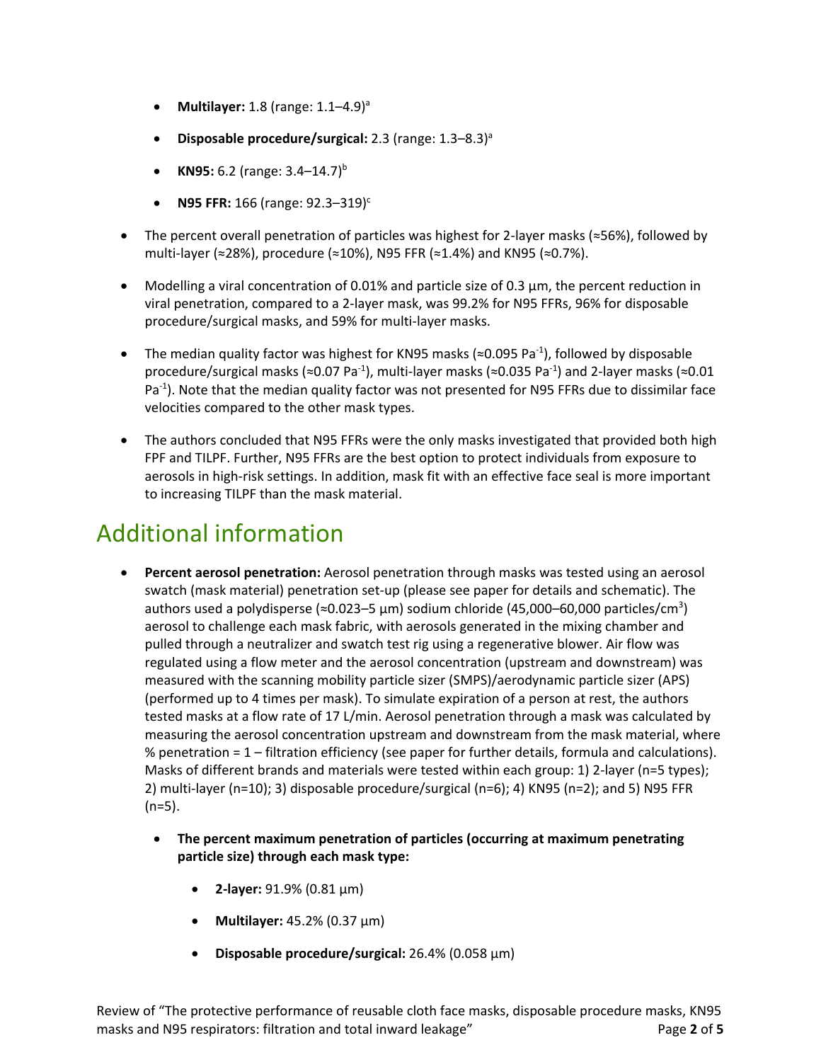- **Multilayer:** 1.8 (range: 1.1–4.9)[a]
- **Disposable procedure/surgical:** 2.3 (range: 1.3–8.3)[a]
- **KN95:** 6.2 (range: 3.4–14.7)[b]
- **N95 FFR:** 166 (range: 92.3–319)[c]

- The percent overall penetration of particles was highest for 2-layer masks (≈56%), followed by multi-layer (≈28%), procedure (≈10%), N95 FFR (≈1.4%) and KN95 (≈0.7%).
- Modelling a viral concentration of 0.01% and particle size of 0.3 µm, the percent reduction in viral penetration, compared to a 2-layer mask, was 99.2% for N95 FFRs, 96% for disposable procedure/surgical masks, and 59% for multi-layer masks.
- The median quality factor was highest for KN95 masks (≈0.095 $Pa^{-1}$), followed by disposable procedure/surgical masks (≈0.07 $Pa^{-1}$), multi-layer masks (≈0.035 $Pa^{-1}$) and 2-layer masks (≈0.01 $Pa^{-1}$). Note that the median quality factor was not presented for N95 FFRs due to dissimilar face velocities compared to the other mask types.
- The authors concluded that N95 FFRs were the only masks investigated that provided both high FPF and TILPF. Further, N95 FFRs are the best option to protect individuals from exposure to aerosols in high-risk settings. In addition, mask fit with an effective face seal is more important to increasing TILPF than the mask material.

# Additional information

- **Percent aerosol penetration:** Aerosol penetration through masks was tested using an aerosol swatch (mask material) penetration set-up (please see paper for details and schematic). The authors used a polydisperse (≈0.023–5 µm) sodium chloride (45,000–60,000 particles/$cm^3$) aerosol to challenge each mask fabric, with aerosols generated in the mixing chamber and pulled through a neutralizer and swatch test rig using a regenerative blower. Air flow was regulated using a flow meter and the aerosol concentration (upstream and downstream) was measured with the scanning mobility particle sizer (SMPS)/aerodynamic particle sizer (APS) (performed up to 4 times per mask). To simulate expiration of a person at rest, the authors tested masks at a flow rate of 17 L/min. Aerosol penetration through a mask was calculated by measuring the aerosol concentration upstream and downstream from the mask material, where % penetration = 1 – filtration efficiency (see paper for further details, formula and calculations). Masks of different brands and materials were tested within each group: 1) 2-layer (n=5 types); 2) multi-layer (n=10); 3) disposable procedure/surgical (n=6); 4) KN95 (n=2); and 5) N95 FFR (n=5).
  - **The percent maximum penetration of particles (occurring at maximum penetrating particle size) through each mask type:**
    - **2-layer:** 91.9% (0.81 µm)
    - **Multilayer:** 45.2% (0.37 µm)
    - **Disposable procedure/surgical:** 26.4% (0.058 µm)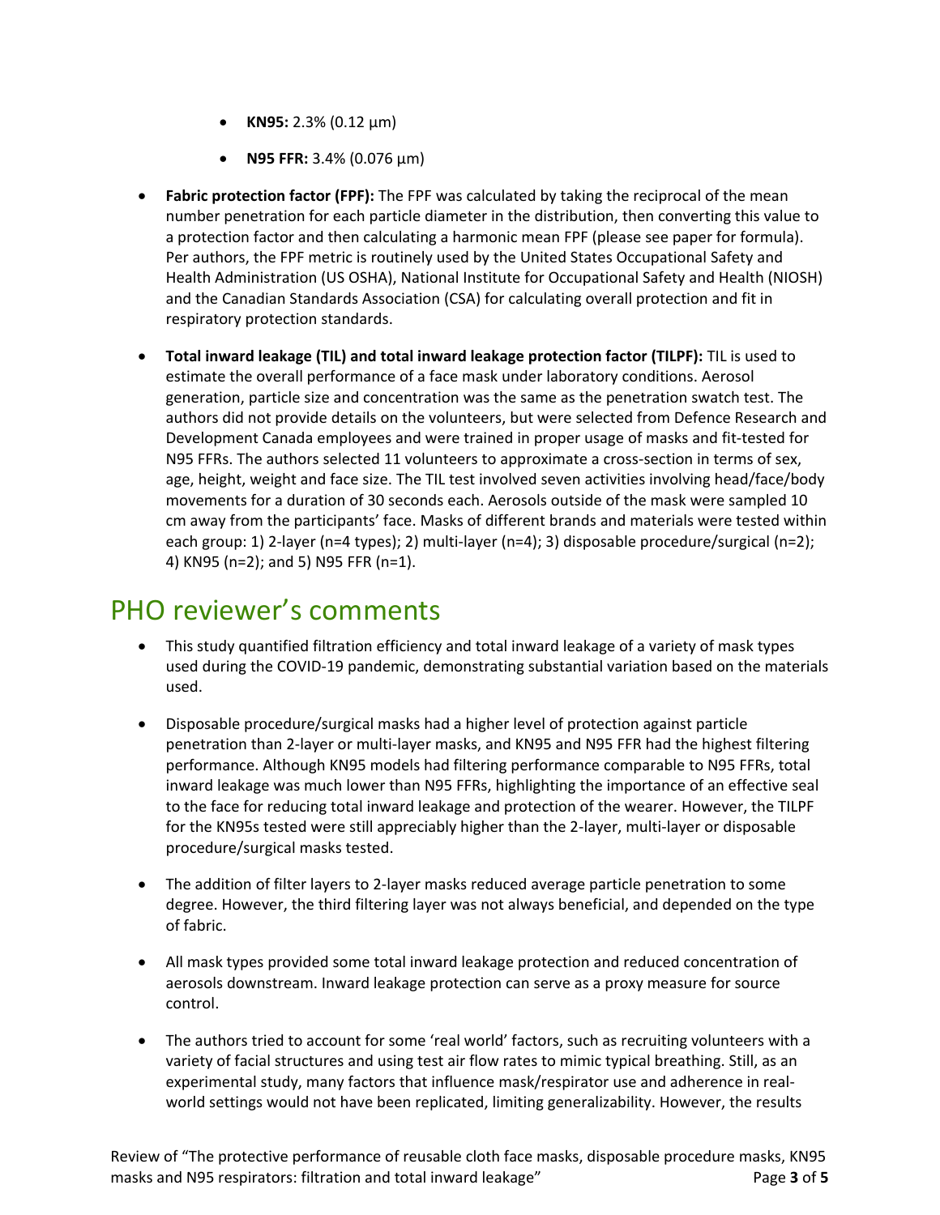- **KN95:** 2.3% (0.12 µm)
    - **N95 FFR:** 3.4% (0.076 µm)

- **Fabric protection factor (FPF):** The FPF was calculated by taking the reciprocal of the mean number penetration for each particle diameter in the distribution, then converting this value to a protection factor and then calculating a harmonic mean FPF (please see paper for formula). Per authors, the FPF metric is routinely used by the United States Occupational Safety and Health Administration (US OSHA), National Institute for Occupational Safety and Health (NIOSH) and the Canadian Standards Association (CSA) for calculating overall protection and fit in respiratory protection standards.

- **Total inward leakage (TIL) and total inward leakage protection factor (TILPF):** TIL is used to estimate the overall performance of a face mask under laboratory conditions. Aerosol generation, particle size and concentration was the same as the penetration swatch test. The authors did not provide details on the volunteers, but were selected from Defence Research and Development Canada employees and were trained in proper usage of masks and fit-tested for N95 FFRs. The authors selected 11 volunteers to approximate a cross-section in terms of sex, age, height, weight and face size. The TIL test involved seven activities involving head/face/body movements for a duration of 30 seconds each. Aerosols outside of the mask were sampled 10 cm away from the participants' face. Masks of different brands and materials were tested within each group: 1) 2-layer (n=4 types); 2) multi-layer (n=4); 3) disposable procedure/surgical (n=2); 4) KN95 (n=2); and 5) N95 FFR (n=1).

# PHO reviewer's comments

- This study quantified filtration efficiency and total inward leakage of a variety of mask types used during the COVID-19 pandemic, demonstrating substantial variation based on the materials used.

- Disposable procedure/surgical masks had a higher level of protection against particle penetration than 2-layer or multi-layer masks, and KN95 and N95 FFR had the highest filtering performance. Although KN95 models had filtering performance comparable to N95 FFRs, total inward leakage was much lower than N95 FFRs, highlighting the importance of an effective seal to the face for reducing total inward leakage and protection of the wearer. However, the TILPF for the KN95s tested were still appreciably higher than the 2-layer, multi-layer or disposable procedure/surgical masks tested.

- The addition of filter layers to 2-layer masks reduced average particle penetration to some degree. However, the third filtering layer was not always beneficial, and depended on the type of fabric.

- All mask types provided some total inward leakage protection and reduced concentration of aerosols downstream. Inward leakage protection can serve as a proxy measure for source control.

- The authors tried to account for some 'real world' factors, such as recruiting volunteers with a variety of facial structures and using test air flow rates to mimic typical breathing. Still, as an experimental study, many factors that influence mask/respirator use and adherence in real-world settings would not have been replicated, limiting generalizability. However, the results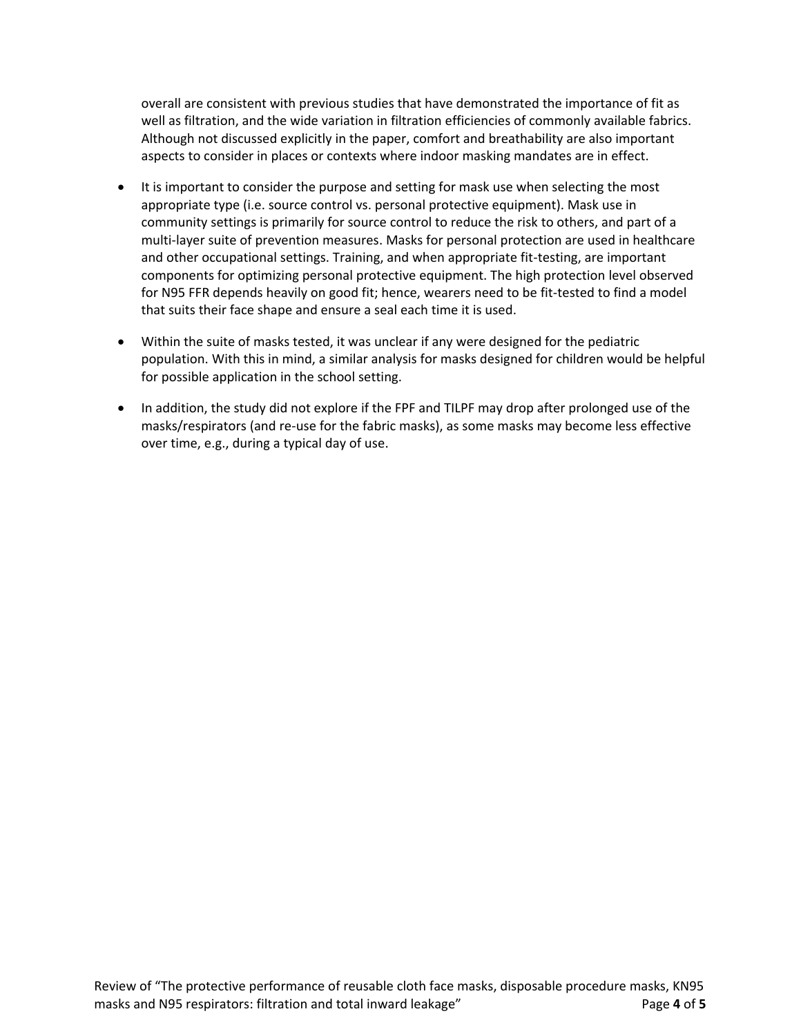overall are consistent with previous studies that have demonstrated the importance of fit as well as filtration, and the wide variation in filtration efficiencies of commonly available fabrics. Although not discussed explicitly in the paper, comfort and breathability are also important aspects to consider in places or contexts where indoor masking mandates are in effect.

- It is important to consider the purpose and setting for mask use when selecting the most appropriate type (i.e. source control vs. personal protective equipment). Mask use in community settings is primarily for source control to reduce the risk to others, and part of a multi-layer suite of prevention measures. Masks for personal protection are used in healthcare and other occupational settings. Training, and when appropriate fit-testing, are important components for optimizing personal protective equipment. The high protection level observed for N95 FFR depends heavily on good fit; hence, wearers need to be fit-tested to find a model that suits their face shape and ensure a seal each time it is used.

- Within the suite of masks tested, it was unclear if any were designed for the pediatric population. With this in mind, a similar analysis for masks designed for children would be helpful for possible application in the school setting.

- In addition, the study did not explore if the FPF and TILPF may drop after prolonged use of the masks/respirators (and re-use for the fabric masks), as some masks may become less effective over time, e.g., during a typical day of use.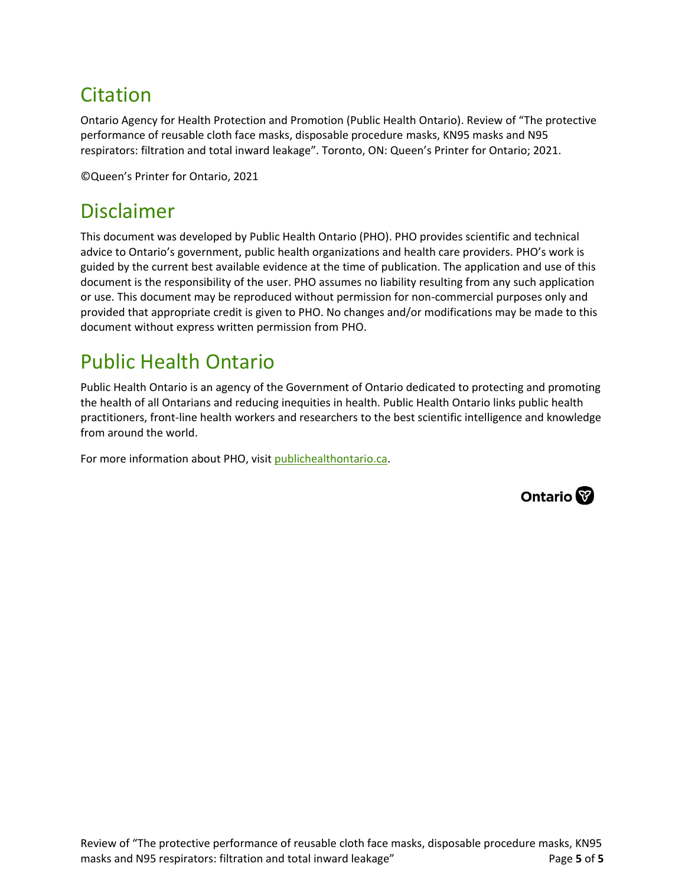## Citation

Ontario Agency for Health Protection and Promotion (Public Health Ontario). Review of "The protective performance of reusable cloth face masks, disposable procedure masks, KN95 masks and N95 respirators: filtration and total inward leakage". Toronto, ON: Queen's Printer for Ontario; 2021.

©Queen's Printer for Ontario, 2021

## Disclaimer

This document was developed by Public Health Ontario (PHO). PHO provides scientific and technical advice to Ontario's government, public health organizations and health care providers. PHO's work is guided by the current best available evidence at the time of publication. The application and use of this document is the responsibility of the user. PHO assumes no liability resulting from any such application or use. This document may be reproduced without permission for non-commercial purposes only and provided that appropriate credit is given to PHO. No changes and/or modifications may be made to this document without express written permission from PHO.

## Public Health Ontario

Public Health Ontario is an agency of the Government of Ontario dedicated to protecting and promoting the health of all Ontarians and reducing inequities in health. Public Health Ontario links public health practitioners, front-line health workers and researchers to the best scientific intelligence and knowledge from around the world.

For more information about PHO, visit [publichealthontario.ca](publichealthontario.ca).

Ontario